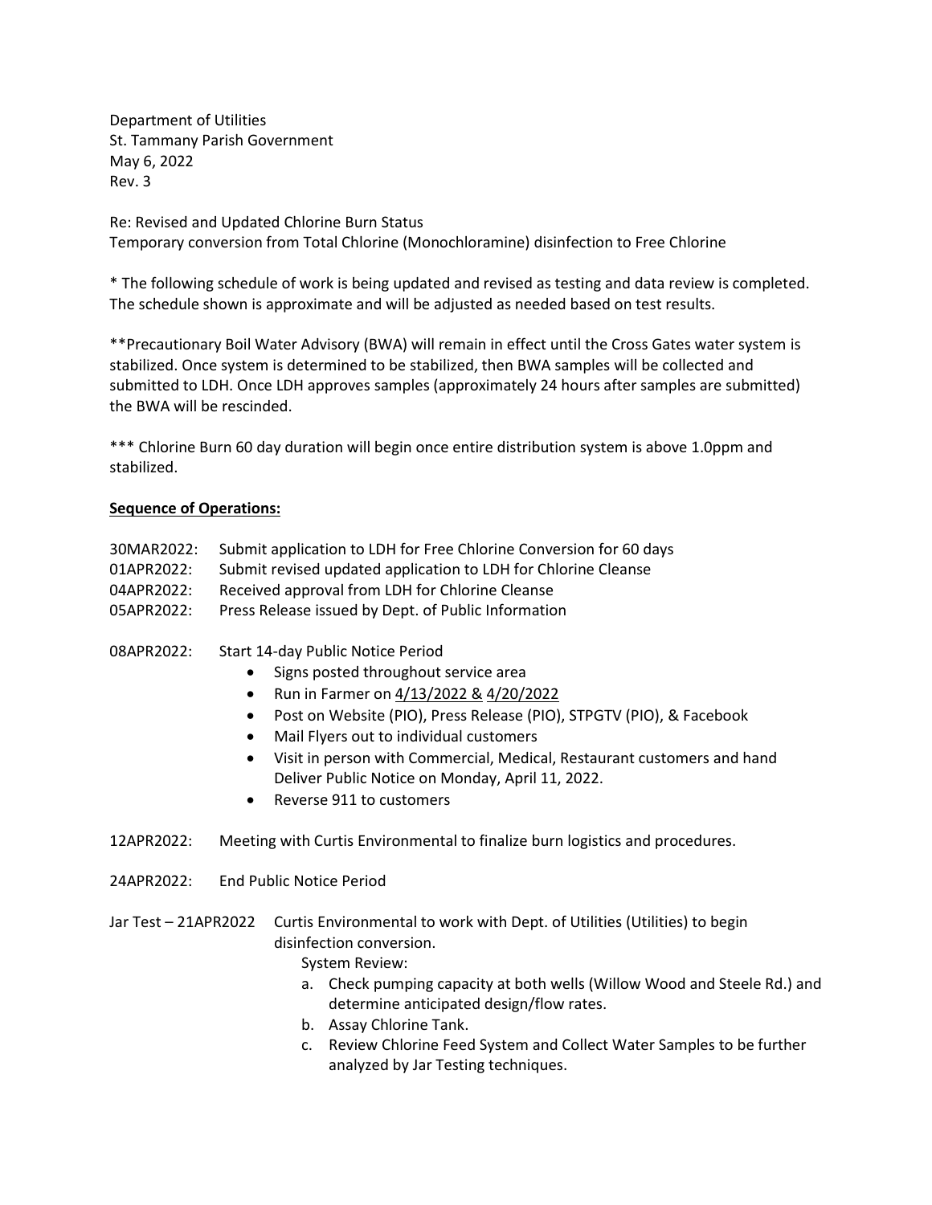Department of Utilities
St. Tammany Parish Government
May 6, 2022
Rev. 3

Re: Revised and Updated Chlorine Burn Status
Temporary conversion from Total Chlorine (Monochloramine) disinfection to Free Chlorine

* The following schedule of work is being updated and revised as testing and data review is completed. The schedule shown is approximate and will be adjusted as needed based on test results.

**Precautionary Boil Water Advisory (BWA) will remain in effect until the Cross Gates water system is stabilized. Once system is determined to be stabilized, then BWA samples will be collected and submitted to LDH. Once LDH approves samples (approximately 24 hours after samples are submitted) the BWA will be rescinded.

*** Chlorine Burn 60 day duration will begin once entire distribution system is above 1.0ppm and stabilized.

**<u>Sequence of Operations:</u>**

30MAR2022: Submit application to LDH for Free Chlorine Conversion for 60 days
01APR2022: Submit revised updated application to LDH for Chlorine Cleanse
04APR2022: Received approval from LDH for Chlorine Cleanse
05APR2022: Press Release issued by Dept. of Public Information

08APR2022: Start 14-day Public Notice Period

- Signs posted throughout service area
- Run in Farmer on <u>4/13/2022 &</u> <u>4/20/2022</u>
- Post on Website (PIO), Press Release (PIO), STPGTV (PIO), & Facebook
- Mail Flyers out to individual customers
- Visit in person with Commercial, Medical, Restaurant customers and hand Deliver Public Notice on Monday, April 11, 2022.
- Reverse 911 to customers

12APR2022: Meeting with Curtis Environmental to finalize burn logistics and procedures.

24APR2022: End Public Notice Period

Jar Test – 21APR2022 Curtis Environmental to work with Dept. of Utilities (Utilities) to begin disinfection conversion.

System Review:

a. Check pumping capacity at both wells (Willow Wood and Steele Rd.) and determine anticipated design/flow rates.
b. Assay Chlorine Tank.
c. Review Chlorine Feed System and Collect Water Samples to be further analyzed by Jar Testing techniques.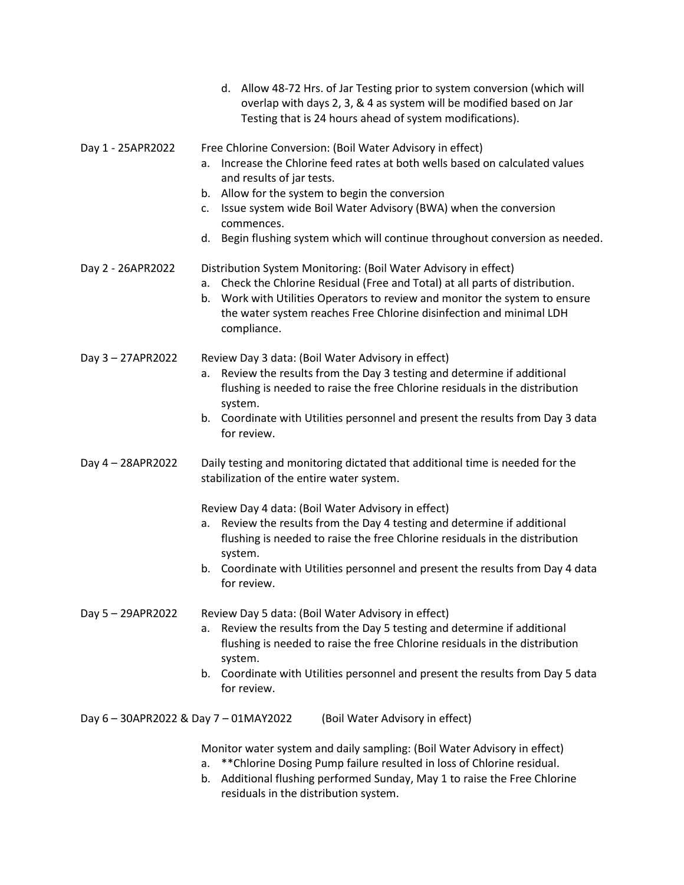d. Allow 48-72 Hrs. of Jar Testing prior to system conversion (which will overlap with days 2, 3, & 4 as system will be modified based on Jar Testing that is 24 hours ahead of system modifications).

**Day 1 - 25APR2022** Free Chlorine Conversion: (Boil Water Advisory in effect)

a. Increase the Chlorine feed rates at both wells based on calculated values and results of jar tests.
b. Allow for the system to begin the conversion
c. Issue system wide Boil Water Advisory (BWA) when the conversion commences.
d. Begin flushing system which will continue throughout conversion as needed.

**Day 2 - 26APR2022** Distribution System Monitoring: (Boil Water Advisory in effect)

a. Check the Chlorine Residual (Free and Total) at all parts of distribution.
b. Work with Utilities Operators to review and monitor the system to ensure the water system reaches Free Chlorine disinfection and minimal LDH compliance.

**Day 3 – 27APR2022** Review Day 3 data: (Boil Water Advisory in effect)

a. Review the results from the Day 3 testing and determine if additional flushing is needed to raise the free Chlorine residuals in the distribution system.
b. Coordinate with Utilities personnel and present the results from Day 3 data for review.

**Day 4 – 28APR2022** Daily testing and monitoring dictated that additional time is needed for the stabilization of the entire water system.

Review Day 4 data: (Boil Water Advisory in effect)

a. Review the results from the Day 4 testing and determine if additional flushing is needed to raise the free Chlorine residuals in the distribution system.
b. Coordinate with Utilities personnel and present the results from Day 4 data for review.

**Day 5 – 29APR2022** Review Day 5 data: (Boil Water Advisory in effect)

a. Review the results from the Day 5 testing and determine if additional flushing is needed to raise the free Chlorine residuals in the distribution system.
b. Coordinate with Utilities personnel and present the results from Day 5 data for review.

**Day 6 – 30APR2022 & Day 7 – 01MAY2022** (Boil Water Advisory in effect)

Monitor water system and daily sampling: (Boil Water Advisory in effect)

a. **Chlorine Dosing Pump failure resulted in loss of Chlorine residual.
b. Additional flushing performed Sunday, May 1 to raise the Free Chlorine residuals in the distribution system.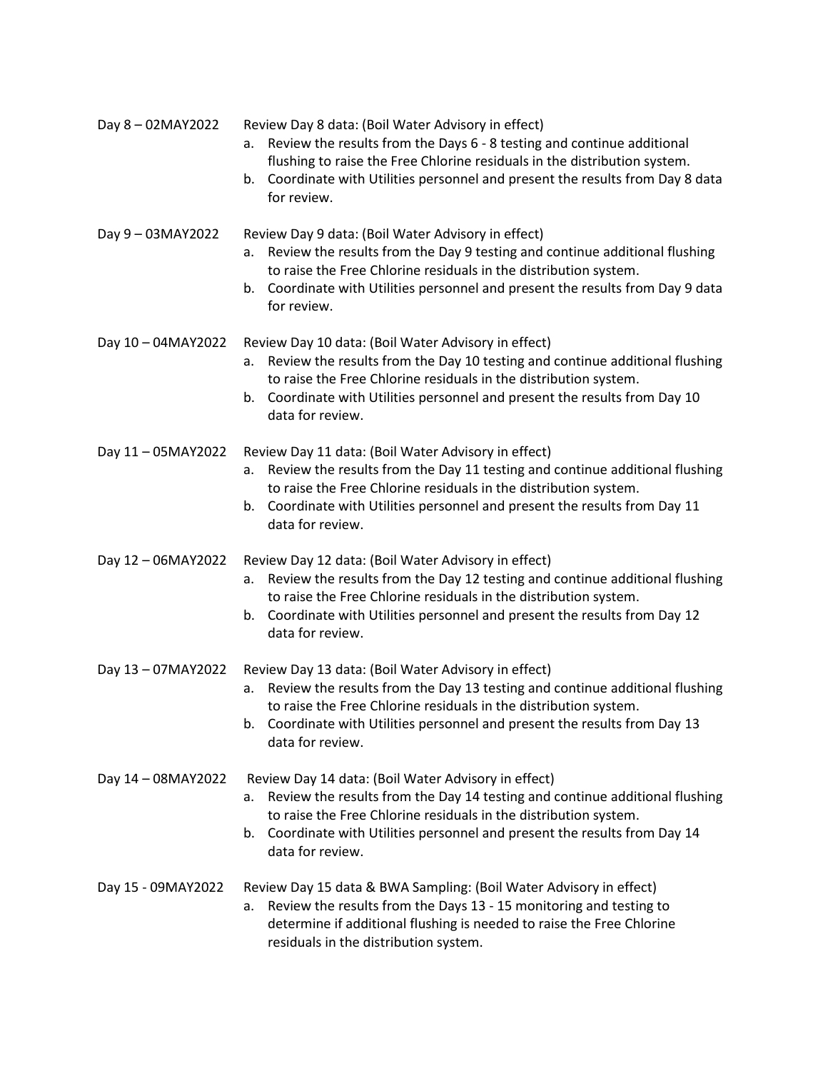Day 8 – 02MAY2022 Review Day 8 data: (Boil Water Advisory in effect)

a. Review the results from the Days 6 - 8 testing and continue additional flushing to raise the Free Chlorine residuals in the distribution system.
b. Coordinate with Utilities personnel and present the results from Day 8 data for review.

Day 9 – 03MAY2022 Review Day 9 data: (Boil Water Advisory in effect)

a. Review the results from the Day 9 testing and continue additional flushing to raise the Free Chlorine residuals in the distribution system.
b. Coordinate with Utilities personnel and present the results from Day 9 data for review.

Day 10 – 04MAY2022 Review Day 10 data: (Boil Water Advisory in effect)

a. Review the results from the Day 10 testing and continue additional flushing to raise the Free Chlorine residuals in the distribution system.
b. Coordinate with Utilities personnel and present the results from Day 10 data for review.

Day 11 – 05MAY2022 Review Day 11 data: (Boil Water Advisory in effect)

a. Review the results from the Day 11 testing and continue additional flushing to raise the Free Chlorine residuals in the distribution system.
b. Coordinate with Utilities personnel and present the results from Day 11 data for review.

Day 12 – 06MAY2022 Review Day 12 data: (Boil Water Advisory in effect)

a. Review the results from the Day 12 testing and continue additional flushing to raise the Free Chlorine residuals in the distribution system.
b. Coordinate with Utilities personnel and present the results from Day 12 data for review.

Day 13 – 07MAY2022 Review Day 13 data: (Boil Water Advisory in effect)

a. Review the results from the Day 13 testing and continue additional flushing to raise the Free Chlorine residuals in the distribution system.
b. Coordinate with Utilities personnel and present the results from Day 13 data for review.

Day 14 – 08MAY2022 Review Day 14 data: (Boil Water Advisory in effect)

a. Review the results from the Day 14 testing and continue additional flushing to raise the Free Chlorine residuals in the distribution system.
b. Coordinate with Utilities personnel and present the results from Day 14 data for review.

Day 15 - 09MAY2022 Review Day 15 data & BWA Sampling: (Boil Water Advisory in effect)

a. Review the results from the Days 13 - 15 monitoring and testing to determine if additional flushing is needed to raise the Free Chlorine residuals in the distribution system.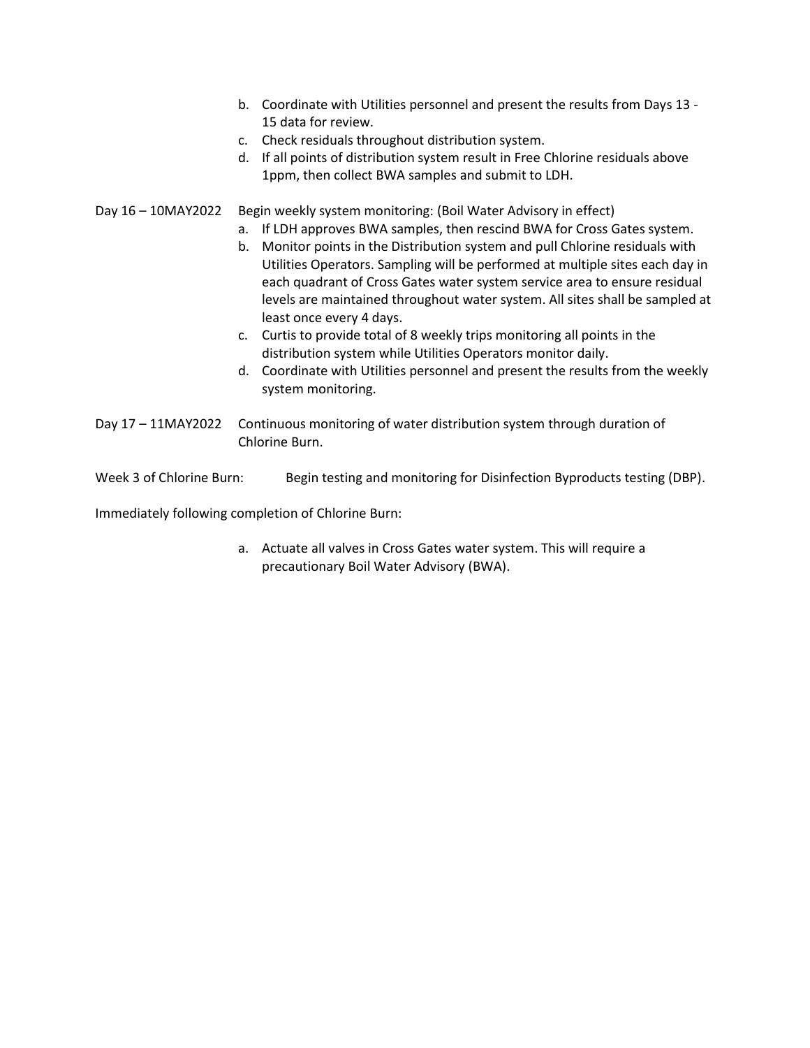b. Coordinate with Utilities personnel and present the results from Days 13 - 15 data for review.
c. Check residuals throughout distribution system.
d. If all points of distribution system result in Free Chlorine residuals above 1ppm, then collect BWA samples and submit to LDH.

Day 16 – 10MAY2022 Begin weekly system monitoring: (Boil Water Advisory in effect)

a. If LDH approves BWA samples, then rescind BWA for Cross Gates system.
b. Monitor points in the Distribution system and pull Chlorine residuals with Utilities Operators. Sampling will be performed at multiple sites each day in each quadrant of Cross Gates water system service area to ensure residual levels are maintained throughout water system. All sites shall be sampled at least once every 4 days.
c. Curtis to provide total of 8 weekly trips monitoring all points in the distribution system while Utilities Operators monitor daily.
d. Coordinate with Utilities personnel and present the results from the weekly system monitoring.

Day 17 – 11MAY2022 Continuous monitoring of water distribution system through duration of Chlorine Burn.

Week 3 of Chlorine Burn: Begin testing and monitoring for Disinfection Byproducts testing (DBP).

Immediately following completion of Chlorine Burn:

a. Actuate all valves in Cross Gates water system. This will require a precautionary Boil Water Advisory (BWA).